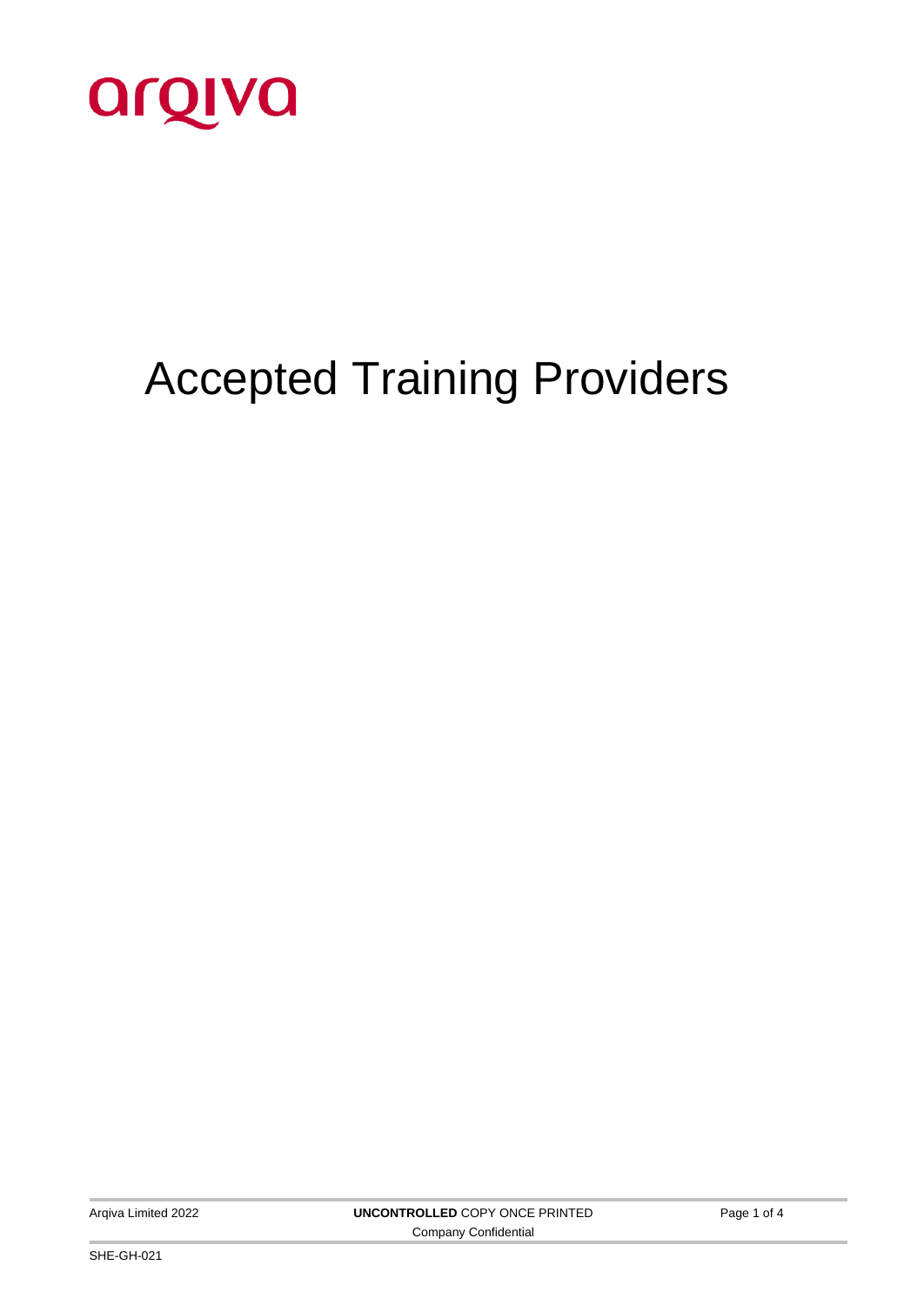arqiva

# Accepted Training Providers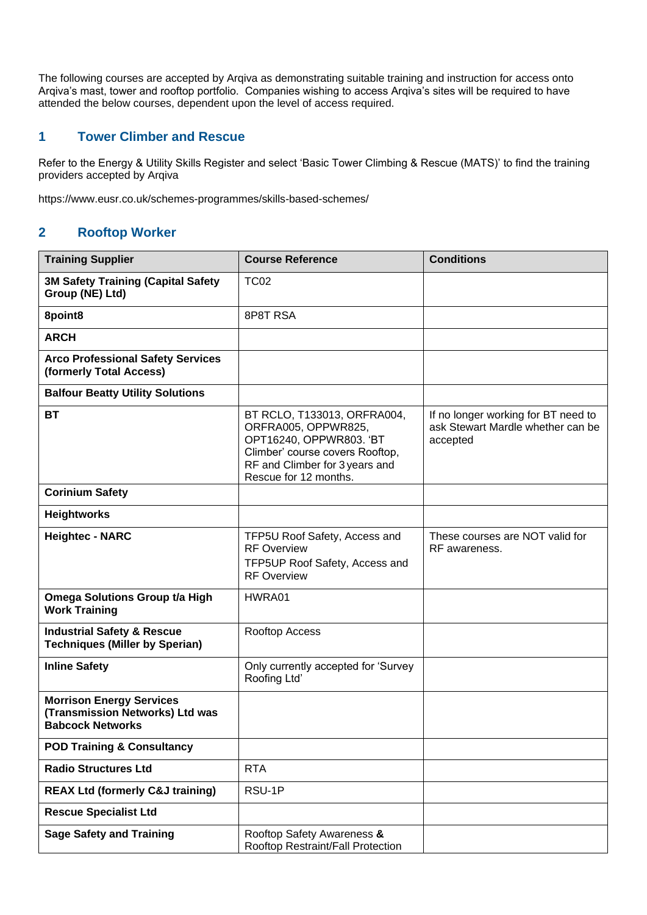The following courses are accepted by Arqiva as demonstrating suitable training and instruction for access onto Arqiva's mast, tower and rooftop portfolio. Companies wishing to access Arqiva's sites will be required to have attended the below courses, dependent upon the level of access required.

## 1 Tower Climber and Rescue

Refer to the Energy & Utility Skills Register and select 'Basic Tower Climbing & Rescue (MATS)' to find the training providers accepted by Arqiva

https://www.eusr.co.uk/schemes-programmes/skills-based-schemes/

## 2 Rooftop Worker

| Training Supplier | Course Reference | Conditions |
|---|---|---|
| **3M Safety Training (Capital Safety Group (NE) Ltd)** | TC02 | |
| **8point8** | 8P8T RSA | |
| **ARCH** | | |
| **Arco Professional Safety Services (formerly Total Access)** | | |
| **Balfour Beatty Utility Solutions** | | |
| **BT** | BT RCLO, T133013, ORFRA004, ORFRA005, OPPWR825, OPT16240, OPPWR803. 'BT Climber' course covers Rooftop, RF and Climber for 3 years and Rescue for 12 months. | If no longer working for BT need to ask Stewart Mardle whether can be accepted |
| **Corinium Safety** | | |
| **Heightworks** | | |
| **Heightec - NARC** | TFP5U Roof Safety, Access and RF Overview<br>TFP5UP Roof Safety, Access and RF Overview | These courses are NOT valid for RF awareness. |
| **Omega Solutions Group t/a High Work Training** | HWRA01 | |
| **Industrial Safety & Rescue Techniques (Miller by Sperian)** | Rooftop Access | |
| **Inline Safety** | Only currently accepted for 'Survey Roofing Ltd' | |
| **Morrison Energy Services (Transmission Networks) Ltd was Babcock Networks** | | |
| **POD Training & Consultancy** | | |
| **Radio Structures Ltd** | RTA | |
| **REAX Ltd (formerly C&J training)** | RSU-1P | |
| **Rescue Specialist Ltd** | | |
| **Sage Safety and Training** | Rooftop Safety Awareness **&** Rooftop Restraint/Fall Protection | |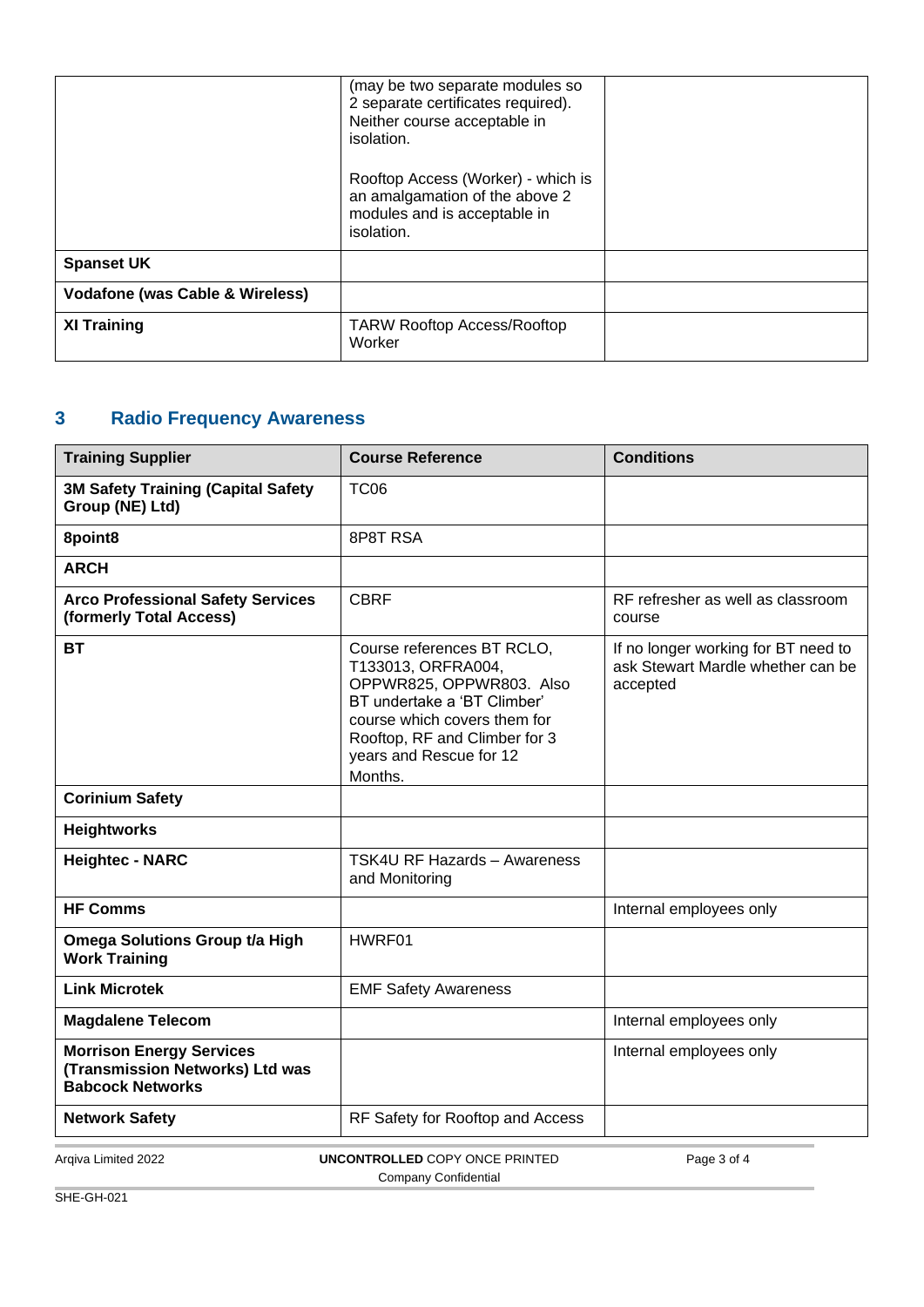| | | |
|---|---|---|
| | (may be two separate modules so 2 separate certificates required). Neither course acceptable in isolation.<br><br>Rooftop Access (Worker) - which is an amalgamation of the above 2 modules and is acceptable in isolation. | |
| **Spanset UK** | | |
| **Vodafone (was Cable & Wireless)** | | |
| **XI Training** | TARW Rooftop Access/Rooftop Worker | |

## 3 Radio Frequency Awareness

| Training Supplier | Course Reference | Conditions |
|---|---|---|
| **3M Safety Training (Capital Safety Group (NE) Ltd)** | TC06 | |
| **8point8** | 8P8T RSA | |
| **ARCH** | | |
| **Arco Professional Safety Services (formerly Total Access)** | CBRF | RF refresher as well as classroom course |
| **BT** | Course references BT RCLO, T133013, ORFRA004, OPPWR825, OPPWR803. Also BT undertake a 'BT Climber' course which covers them for Rooftop, RF and Climber for 3 years and Rescue for 12 Months. | If no longer working for BT need to ask Stewart Mardle whether can be accepted |
| **Corinium Safety** | | |
| **Heightworks** | | |
| **Heightec - NARC** | TSK4U RF Hazards – Awareness and Monitoring | |
| **HF Comms** | | Internal employees only |
| **Omega Solutions Group t/a High Work Training** | HWRF01 | |
| **Link Microtek** | EMF Safety Awareness | |
| **Magdalene Telecom** | | Internal employees only |
| **Morrison Energy Services (Transmission Networks) Ltd was Babcock Networks** | | Internal employees only |
| **Network Safety** | RF Safety for Rooftop and Access | |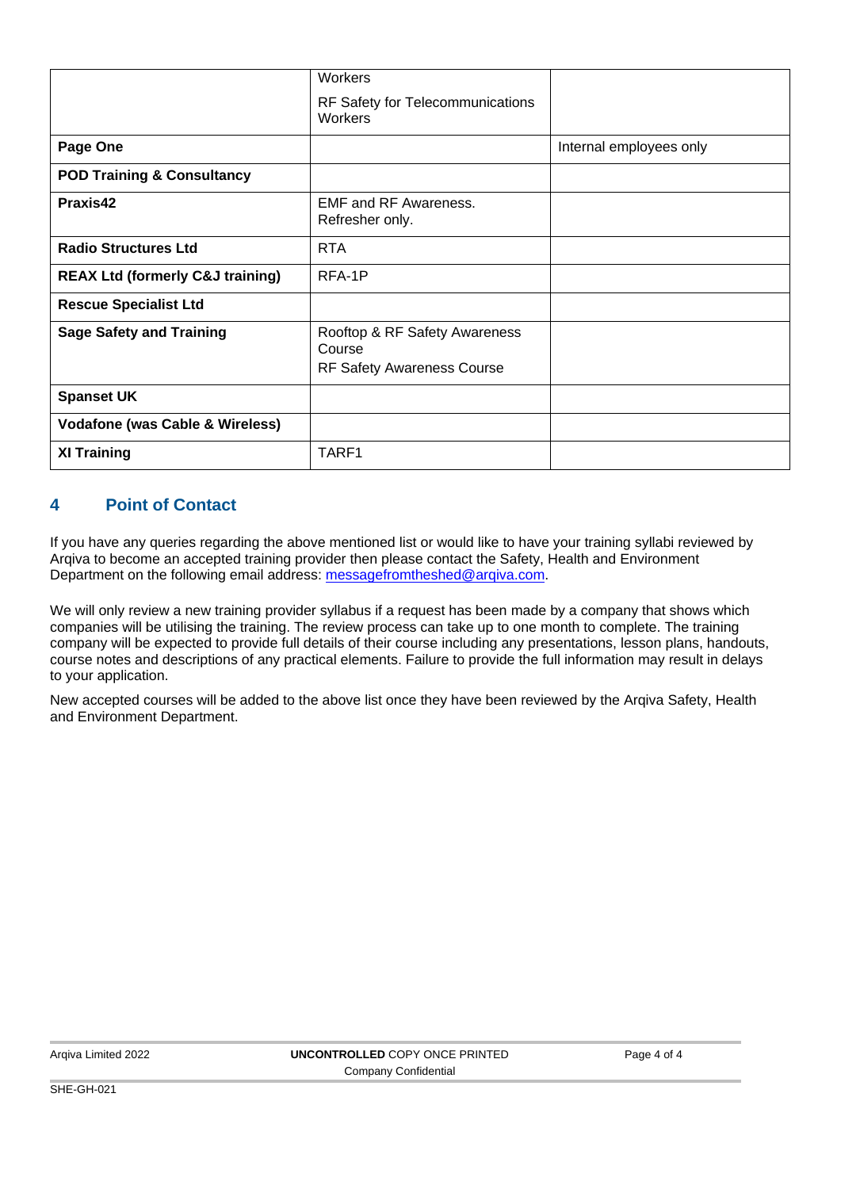| | | |
|---|---|---|
| | Workers<br>RF Safety for Telecommunications Workers | |
| **Page One** | | Internal employees only |
| **POD Training & Consultancy** | | |
| **Praxis42** | EMF and RF Awareness. Refresher only. | |
| **Radio Structures Ltd** | RTA | |
| **REAX Ltd (formerly C&J training)** | RFA-1P | |
| **Rescue Specialist Ltd** | | |
| **Sage Safety and Training** | Rooftop & RF Safety Awareness Course<br>RF Safety Awareness Course | |
| **Spanset UK** | | |
| **Vodafone (was Cable & Wireless)** | | |
| **XI Training** | TARF1 | |

## 4 Point of Contact

If you have any queries regarding the above mentioned list or would like to have your training syllabi reviewed by Arqiva to become an accepted training provider then please contact the Safety, Health and Environment Department on the following email address: messagefromtheshed@arqiva.com.

We will only review a new training provider syllabus if a request has been made by a company that shows which companies will be utilising the training. The review process can take up to one month to complete. The training company will be expected to provide full details of their course including any presentations, lesson plans, handouts, course notes and descriptions of any practical elements. Failure to provide the full information may result in delays to your application.

New accepted courses will be added to the above list once they have been reviewed by the Arqiva Safety, Health and Environment Department.